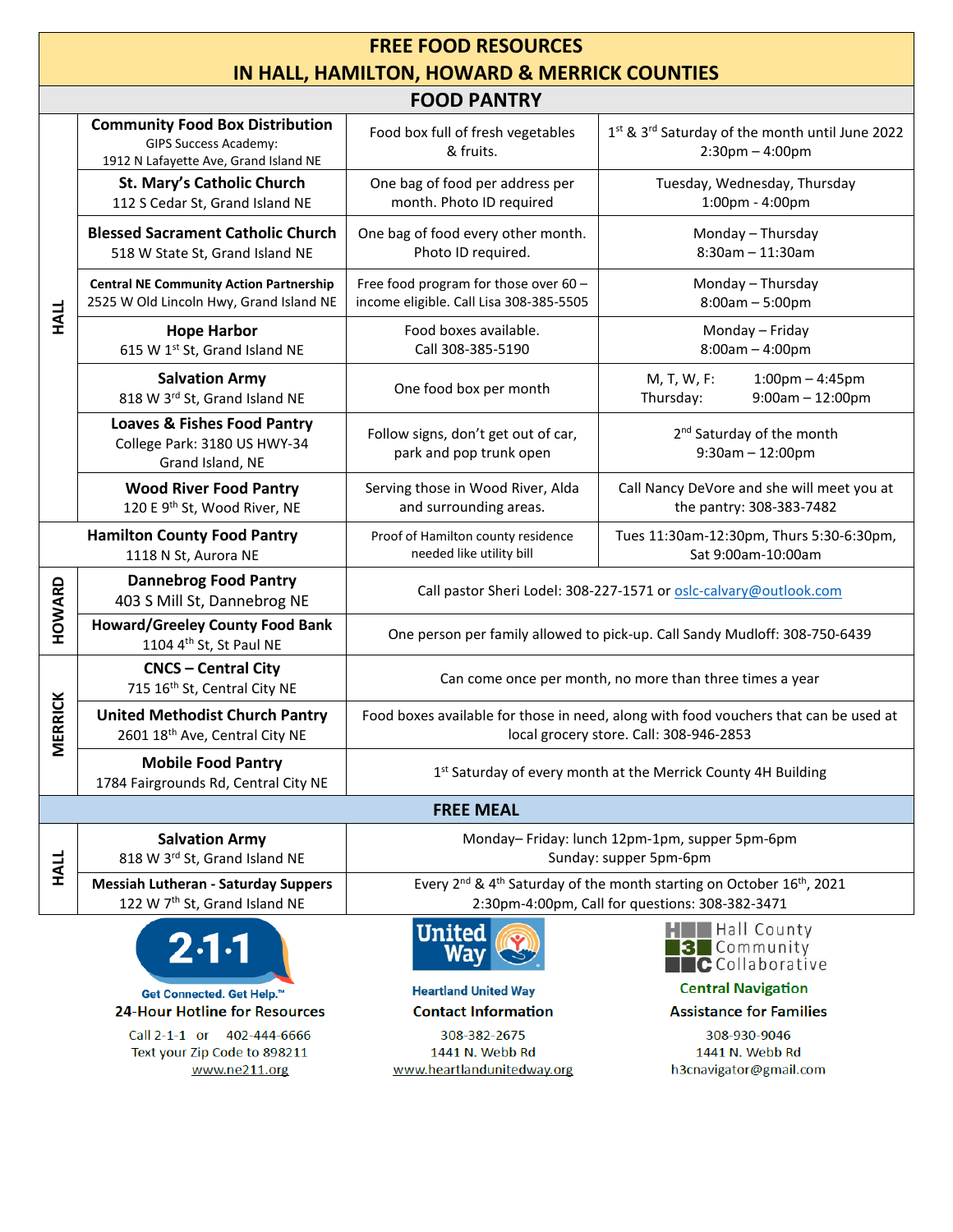# FREE FOOD RESOURCES IN HALL, HAMILTON, HOWARD & MERRICK COUNTIES

## FOOD PANTRY

| County | Location | Details | Hours |
|---|---|---|---|
| HALL | **Community Food Box Distribution**<br>GIPS Success Academy:<br>1912 N Lafayette Ave, Grand Island NE | Food box full of fresh vegetables & fruits. | 1st & 3rd Saturday of the month until June 2022<br>2:30pm – 4:00pm |
| HALL | **St. Mary's Catholic Church**<br>112 S Cedar St, Grand Island NE | One bag of food per address per month. Photo ID required | Tuesday, Wednesday, Thursday<br>1:00pm - 4:00pm |
| HALL | **Blessed Sacrament Catholic Church**<br>518 W State St, Grand Island NE | One bag of food every other month. Photo ID required. | Monday – Thursday<br>8:30am – 11:30am |
| HALL | **Central NE Community Action Partnership**<br>2525 W Old Lincoln Hwy, Grand Island NE | Free food program for those over 60 – income eligible. Call Lisa 308-385-5505 | Monday – Thursday<br>8:00am – 5:00pm |
| HALL | **Hope Harbor**<br>615 W 1st St, Grand Island NE | Food boxes available.<br>Call 308-385-5190 | Monday – Friday<br>8:00am – 4:00pm |
| HALL | **Salvation Army**<br>818 W 3rd St, Grand Island NE | One food box per month | M, T, W, F: 1:00pm – 4:45pm<br>Thursday: 9:00am – 12:00pm |
| HALL | **Loaves & Fishes Food Pantry**<br>College Park: 3180 US HWY-34<br>Grand Island, NE | Follow signs, don't get out of car, park and pop trunk open | 2nd Saturday of the month<br>9:30am – 12:00pm |
| HALL | **Wood River Food Pantry**<br>120 E 9th St, Wood River, NE | Serving those in Wood River, Alda and surrounding areas. | Call Nancy DeVore and she will meet you at the pantry: 308-383-7482 |
| | **Hamilton County Food Pantry**<br>1118 N St, Aurora NE | Proof of Hamilton county residence needed like utility bill | Tues 11:30am-12:30pm, Thurs 5:30-6:30pm, Sat 9:00am-10:00am |
| HOWARD | **Dannebrog Food Pantry**<br>403 S Mill St, Dannebrog NE | Call pastor Sheri Lodel: 308-227-1571 or oslc-calvary@outlook.com | |
| HOWARD | **Howard/Greeley County Food Bank**<br>1104 4th St, St Paul NE | One person per family allowed to pick-up. Call Sandy Mudloff: 308-750-6439 | |
| MERRICK | **CNCS – Central City**<br>715 16th St, Central City NE | Can come once per month, no more than three times a year | |
| MERRICK | **United Methodist Church Pantry**<br>2601 18th Ave, Central City NE | Food boxes available for those in need, along with food vouchers that can be used at local grocery store. Call: 308-946-2853 | |
| MERRICK | **Mobile Food Pantry**<br>1784 Fairgrounds Rd, Central City NE | 1st Saturday of every month at the Merrick County 4H Building | |

## FREE MEAL

| County | Location | Details |
|---|---|---|
| HALL | **Salvation Army**<br>818 W 3rd St, Grand Island NE | Monday– Friday: lunch 12pm-1pm, supper 5pm-6pm<br>Sunday: supper 5pm-6pm |
| HALL | **Messiah Lutheran - Saturday Suppers**<br>122 W 7th St, Grand Island NE | Every 2nd & 4th Saturday of the month starting on October 16th, 2021<br>2:30pm-4:00pm, Call for questions: 308-382-3471 |

**2-1-1** Get Connected. Get Help.™
**24-Hour Hotline for Resources**
Call 2-1-1 or 402-444-6666
Text your Zip Code to 898211
www.ne211.org

**Heartland United Way**
**Contact Information**
308-382-2675
1441 N. Webb Rd
www.heartlandunitedway.org

**Hall County Community Collaborative**
**Central Navigation**
**Assistance for Families**
308-930-9046
1441 N. Webb Rd
h3cnavigator@gmail.com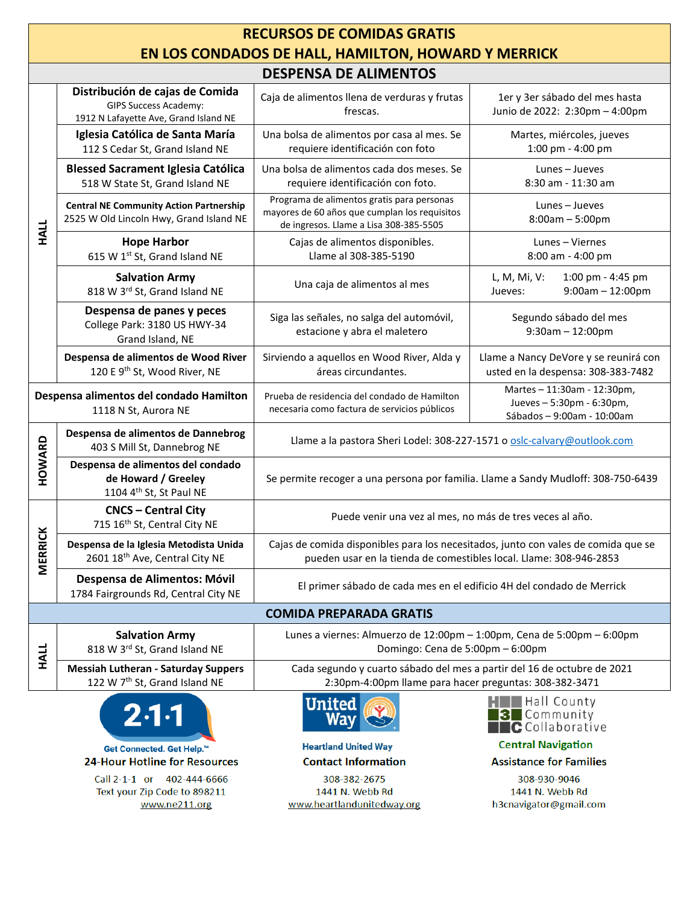# RECURSOS DE COMIDAS GRATIS
# EN LOS CONDADOS DE HALL, HAMILTON, HOWARD Y MERRICK

## DESPENSA DE ALIMENTOS

| | | | |
|---|---|---|---|
| HALL | **Distribución de cajas de Comida**<br>GIPS Success Academy:<br>1912 N Lafayette Ave, Grand Island NE | Caja de alimentos llena de verduras y frutas frescas. | 1er y 3er sábado del mes hasta Junio de 2022: 2:30pm – 4:00pm |
| HALL | **Iglesia Católica de Santa María**<br>112 S Cedar St, Grand Island NE | Una bolsa de alimentos por casa al mes. Se requiere identificación con foto | Martes, miércoles, jueves<br>1:00 pm - 4:00 pm |
| HALL | **Blessed Sacrament Iglesia Católica**<br>518 W State St, Grand Island NE | Una bolsa de alimentos cada dos meses. Se requiere identificación con foto. | Lunes – Jueves<br>8:30 am - 11:30 am |
| HALL | **Central NE Community Action Partnership**<br>2525 W Old Lincoln Hwy, Grand Island NE | Programa de alimentos gratis para personas mayores de 60 años que cumplan los requisitos de ingresos. Llame a Lisa 308-385-5505 | Lunes – Jueves<br>8:00am – 5:00pm |
| HALL | **Hope Harbor**<br>615 W 1st St, Grand Island NE | Cajas de alimentos disponibles.<br>Llame al 308-385-5190 | Lunes – Viernes<br>8:00 am - 4:00 pm |
| HALL | **Salvation Army**<br>818 W 3rd St, Grand Island NE | Una caja de alimentos al mes | L, M, Mi, V: 1:00 pm - 4:45 pm<br>Jueves: 9:00am – 12:00pm |
| HALL | **Despensa de panes y peces**<br>College Park: 3180 US HWY-34<br>Grand Island, NE | Siga las señales, no salga del automóvil, estacione y abra el maletero | Segundo sábado del mes<br>9:30am – 12:00pm |
| HALL | **Despensa de alimentos de Wood River**<br>120 E 9th St, Wood River, NE | Sirviendo a aquellos en Wood River, Alda y áreas circundantes. | Llame a Nancy DeVore y se reunirá con usted en la despensa: 308-383-7482 |
| **Despensa alimentos del condado Hamilton**<br>1118 N St, Aurora NE | | Prueba de residencia del condado de Hamilton necesaria como factura de servicios públicos | Martes – 11:30am - 12:30pm,<br>Jueves – 5:30pm - 6:30pm,<br>Sábados – 9:00am - 10:00am |
| HOWARD | **Despensa de alimentos de Dannebrog**<br>403 S Mill St, Dannebrog NE | Llame a la pastora Sheri Lodel: 308-227-1571 o oslc-calvary@outlook.com | |
| HOWARD | **Despensa de alimentos del condado de Howard / Greeley**<br>1104 4th St, St Paul NE | Se permite recoger a una persona por familia. Llame a Sandy Mudloff: 308-750-6439 | |
| MERRICK | **CNCS – Central City**<br>715 16th St, Central City NE | Puede venir una vez al mes, no más de tres veces al año. | |
| MERRICK | **Despensa de la Iglesia Metodista Unida**<br>2601 18th Ave, Central City NE | Cajas de comida disponibles para los necesitados, junto con vales de comida que se pueden usar en la tienda de comestibles local. Llame: 308-946-2853 | |
| MERRICK | **Despensa de Alimentos: Móvil**<br>1784 Fairgrounds Rd, Central City NE | El primer sábado de cada mes en el edificio 4H del condado de Merrick | |

## COMIDA PREPARADA GRATIS

| | | |
|---|---|---|
| HALL | **Salvation Army**<br>818 W 3rd St, Grand Island NE | Lunes a viernes: Almuerzo de 12:00pm – 1:00pm, Cena de 5:00pm – 6:00pm<br>Domingo: Cena de 5:00pm – 6:00pm |
| HALL | **Messiah Lutheran - Saturday Suppers**<br>122 W 7th St, Grand Island NE | Cada segundo y cuarto sábado del mes a partir del 16 de octubre de 2021<br>2:30pm-4:00pm llame para hacer preguntas: 308-382-3471 |

2·1·1
Get Connected. Get Help.™
**24-Hour Hotline for Resources**
Call 2-1-1 or 402-444-6666
Text your Zip Code to 898211
www.ne211.org

United Way
Heartland United Way
**Contact Information**
308-382-2675
1441 N. Webb Rd
www.heartlandunitedway.org

Hall County Community Collaborative
Central Navigation
**Assistance for Families**
308-930-9046
1441 N. Webb Rd
h3cnavigator@gmail.com